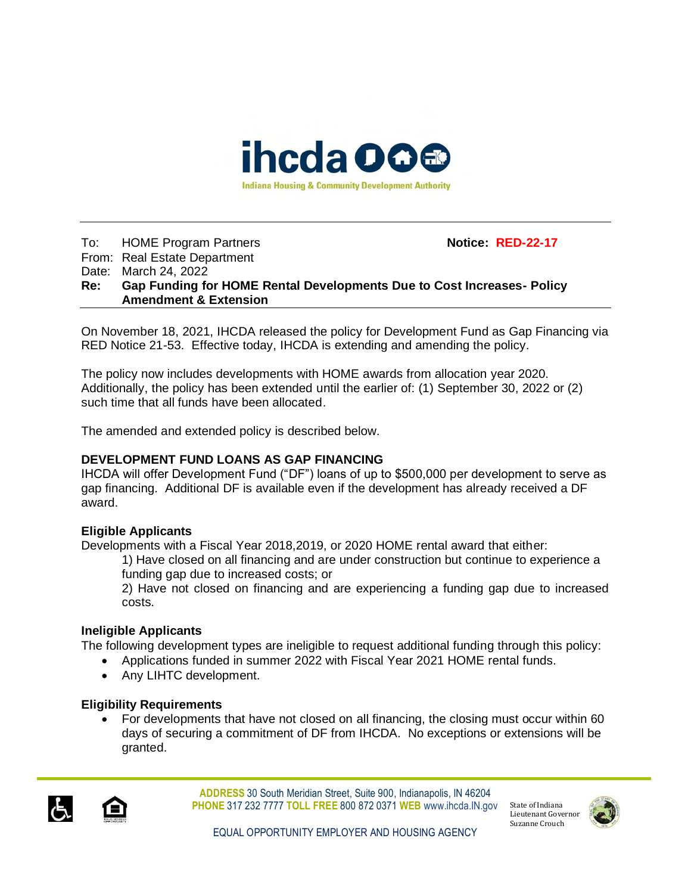ihcda

Indiana Housing & Community Development Authority

To: HOME Program Partners **Notice: RED-22-17**

From: Real Estate Department

Date: March 24, 2022

**Re: Gap Funding for HOME Rental Developments Due to Cost Increases- Policy Amendment & Extension**

On November 18, 2021, IHCDA released the policy for Development Fund as Gap Financing via RED Notice 21-53. Effective today, IHCDA is extending and amending the policy.

The policy now includes developments with HOME awards from allocation year 2020. Additionally, the policy has been extended until the earlier of: (1) September 30, 2022 or (2) such time that all funds have been allocated.

The amended and extended policy is described below.

## DEVELOPMENT FUND LOANS AS GAP FINANCING

IHCDA will offer Development Fund ("DF") loans of up to $500,000 per development to serve as gap financing. Additional DF is available even if the development has already received a DF award.

### Eligible Applicants

Developments with a Fiscal Year 2018,2019, or 2020 HOME rental award that either:

1) Have closed on all financing and are under construction but continue to experience a funding gap due to increased costs; or
2) Have not closed on financing and are experiencing a funding gap due to increased costs.

### Ineligible Applicants

The following development types are ineligible to request additional funding through this policy:

- Applications funded in summer 2022 with Fiscal Year 2021 HOME rental funds.
- Any LIHTC development.

### Eligibility Requirements

- For developments that have not closed on all financing, the closing must occur within 60 days of securing a commitment of DF from IHCDA. No exceptions or extensions will be granted.

**ADDRESS** 30 South Meridian Street, Suite 900, Indianapolis, IN 46204
**PHONE** 317 232 7777 **TOLL FREE** 800 872 0371 **WEB** www.ihcda.IN.gov

State of Indiana
Lieutenant Governor
Suzanne Crouch

EQUAL OPPORTUNITY EMPLOYER AND HOUSING AGENCY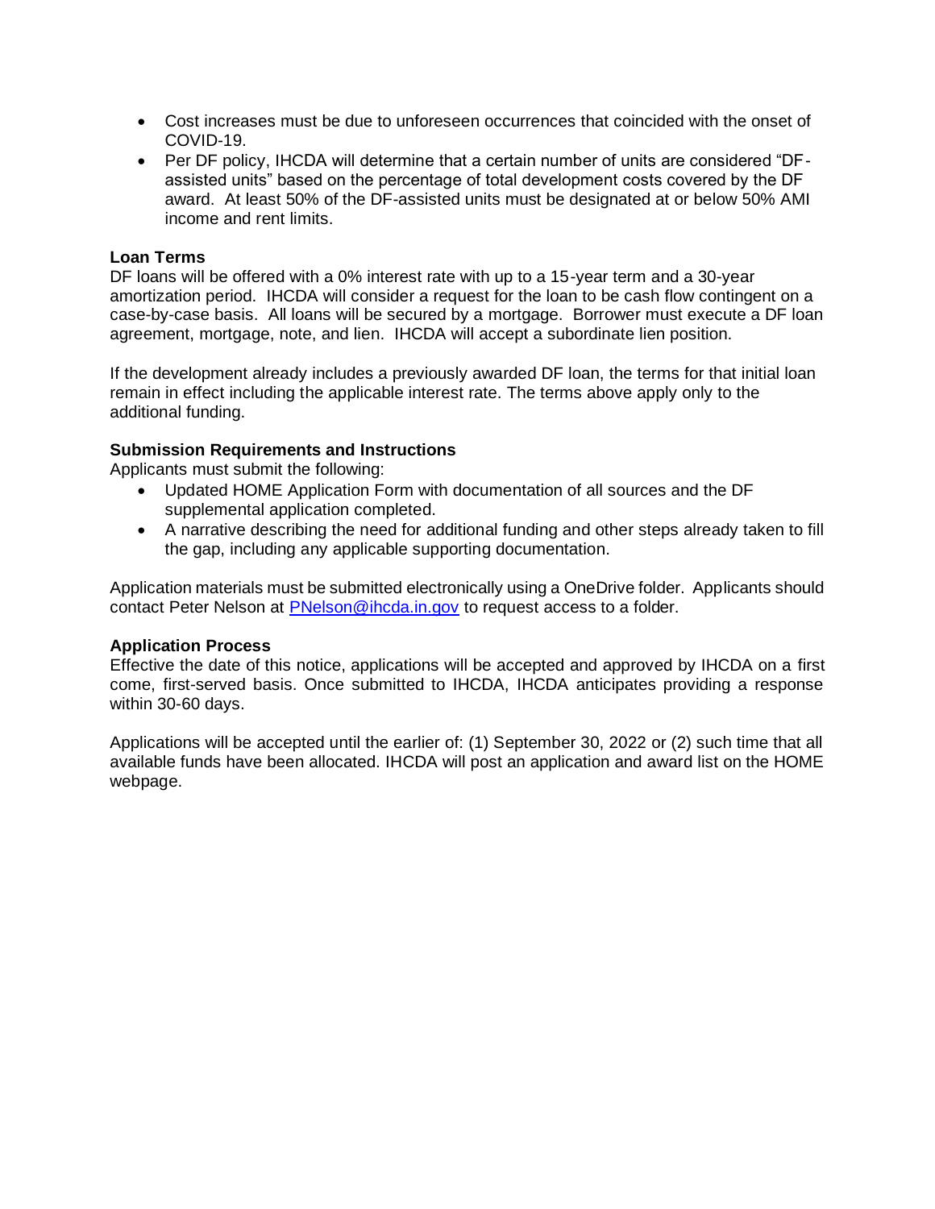- Cost increases must be due to unforeseen occurrences that coincided with the onset of COVID-19.
- Per DF policy, IHCDA will determine that a certain number of units are considered "DF-assisted units" based on the percentage of total development costs covered by the DF award. At least 50% of the DF-assisted units must be designated at or below 50% AMI income and rent limits.

**Loan Terms**

DF loans will be offered with a 0% interest rate with up to a 15-year term and a 30-year amortization period. IHCDA will consider a request for the loan to be cash flow contingent on a case-by-case basis. All loans will be secured by a mortgage. Borrower must execute a DF loan agreement, mortgage, note, and lien. IHCDA will accept a subordinate lien position.

If the development already includes a previously awarded DF loan, the terms for that initial loan remain in effect including the applicable interest rate. The terms above apply only to the additional funding.

**Submission Requirements and Instructions**

Applicants must submit the following:

- Updated HOME Application Form with documentation of all sources and the DF supplemental application completed.
- A narrative describing the need for additional funding and other steps already taken to fill the gap, including any applicable supporting documentation.

Application materials must be submitted electronically using a OneDrive folder. Applicants should contact Peter Nelson at PNelson@ihcda.in.gov to request access to a folder.

**Application Process**

Effective the date of this notice, applications will be accepted and approved by IHCDA on a first come, first-served basis. Once submitted to IHCDA, IHCDA anticipates providing a response within 30-60 days.

Applications will be accepted until the earlier of: (1) September 30, 2022 or (2) such time that all available funds have been allocated. IHCDA will post an application and award list on the HOME webpage.